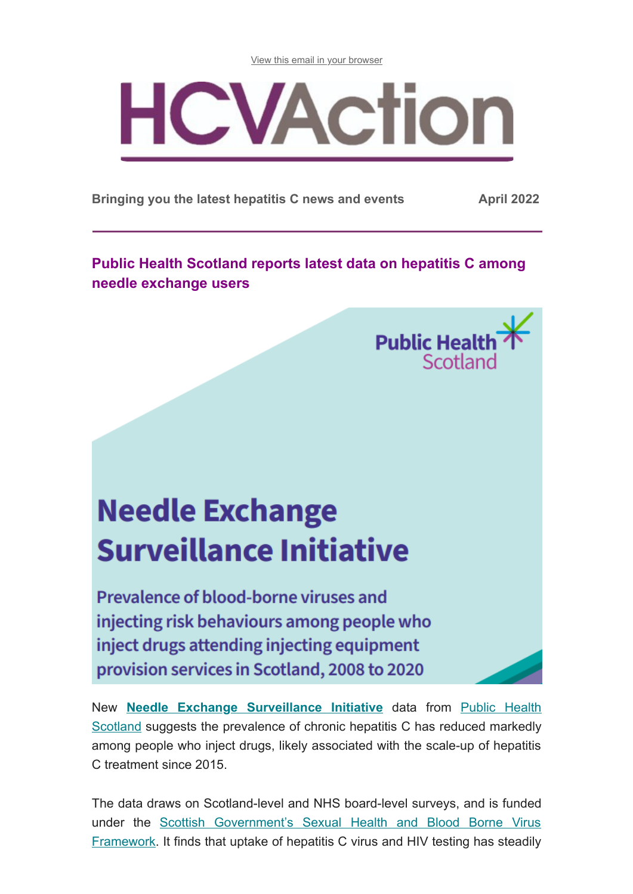View this email in your browser

# HCVAction

**Bringing you the latest hepatitis C news and events** **April 2022**

## Public Health Scotland reports latest data on hepatitis C among needle exchange users

Public Health Scotland

**Needle Exchange Surveillance Initiative**

**Prevalence of blood-borne viruses and injecting risk behaviours among people who inject drugs attending injecting equipment provision services in Scotland, 2008 to 2020**

New **Needle Exchange Surveillance Initiative** data from Public Health Scotland suggests the prevalence of chronic hepatitis C has reduced markedly among people who inject drugs, likely associated with the scale-up of hepatitis C treatment since 2015.

The data draws on Scotland-level and NHS board-level surveys, and is funded under the Scottish Government's Sexual Health and Blood Borne Virus Framework. It finds that uptake of hepatitis C virus and HIV testing has steadily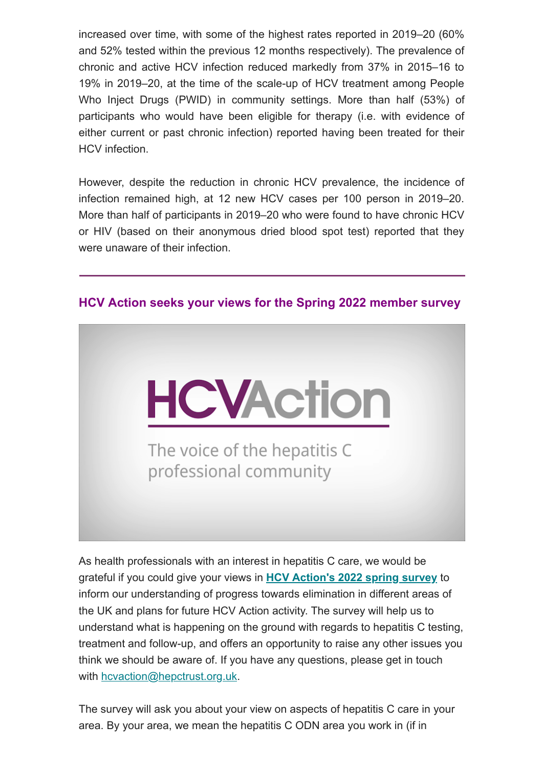increased over time, with some of the highest rates reported in 2019–20 (60% and 52% tested within the previous 12 months respectively). The prevalence of chronic and active HCV infection reduced markedly from 37% in 2015–16 to 19% in 2019–20, at the time of the scale-up of HCV treatment among People Who Inject Drugs (PWID) in community settings. More than half (53%) of participants who would have been eligible for therapy (i.e. with evidence of either current or past chronic infection) reported having been treated for their HCV infection.

However, despite the reduction in chronic HCV prevalence, the incidence of infection remained high, at 12 new HCV cases per 100 person in 2019–20. More than half of participants in 2019–20 who were found to have chronic HCV or HIV (based on their anonymous dried blood spot test) reported that they were unaware of their infection.

---

## HCV Action seeks your views for the Spring 2022 member survey

HCVAction

The voice of the hepatitis C professional community

As health professionals with an interest in hepatitis C care, we would be grateful if you could give your views in **HCV Action's 2022 spring survey** to inform our understanding of progress towards elimination in different areas of the UK and plans for future HCV Action activity. The survey will help us to understand what is happening on the ground with regards to hepatitis C testing, treatment and follow-up, and offers an opportunity to raise any other issues you think we should be aware of. If you have any questions, please get in touch with hcvaction@hepctrust.org.uk.

The survey will ask you about your view on aspects of hepatitis C care in your area. By your area, we mean the hepatitis C ODN area you work in (if in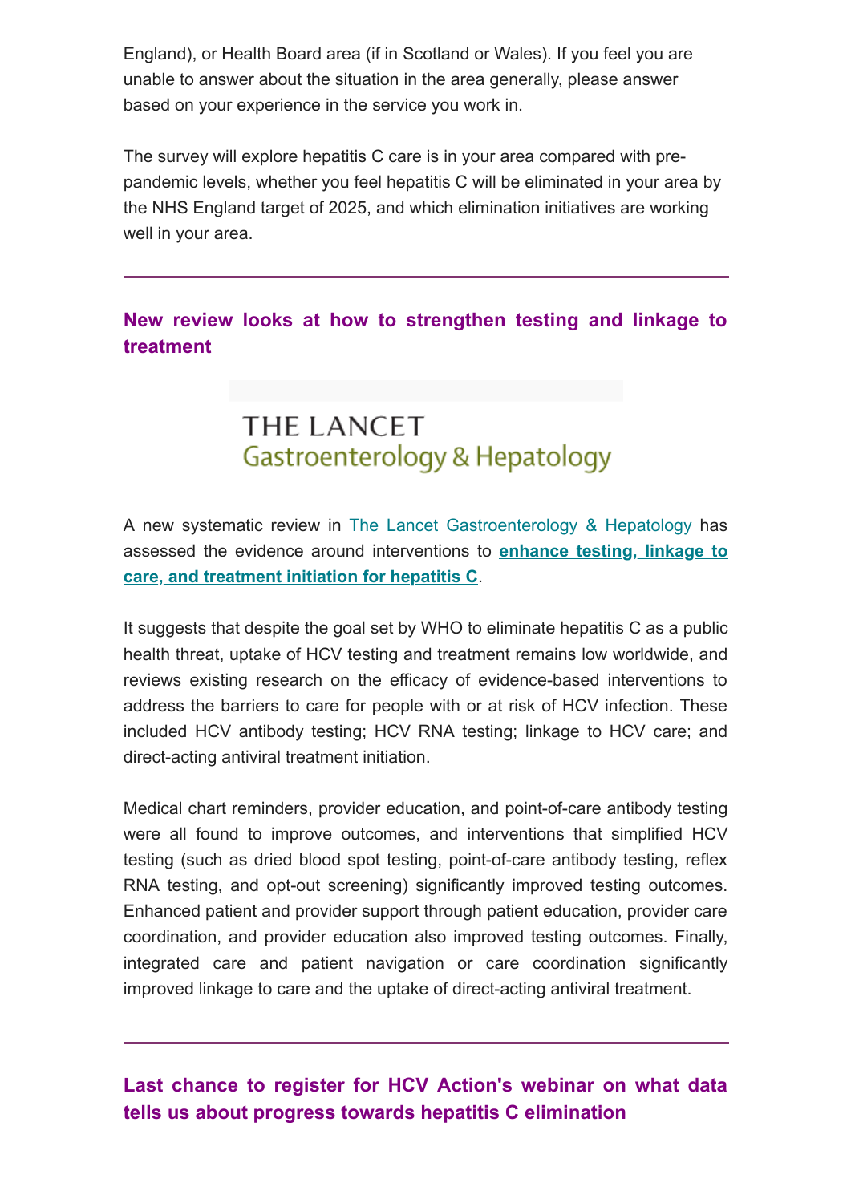England), or Health Board area (if in Scotland or Wales). If you feel you are unable to answer about the situation in the area generally, please answer based on your experience in the service you work in.

The survey will explore hepatitis C care is in your area compared with pre-pandemic levels, whether you feel hepatitis C will be eliminated in your area by the NHS England target of 2025, and which elimination initiatives are working well in your area.

---

## New review looks at how to strengthen testing and linkage to treatment

THE LANCET
Gastroenterology & Hepatology

A new systematic review in The Lancet Gastroenterology & Hepatology has assessed the evidence around interventions to **enhance testing, linkage to care, and treatment initiation for hepatitis C**.

It suggests that despite the goal set by WHO to eliminate hepatitis C as a public health threat, uptake of HCV testing and treatment remains low worldwide, and reviews existing research on the efficacy of evidence-based interventions to address the barriers to care for people with or at risk of HCV infection. These included HCV antibody testing; HCV RNA testing; linkage to HCV care; and direct-acting antiviral treatment initiation.

Medical chart reminders, provider education, and point-of-care antibody testing were all found to improve outcomes, and interventions that simplified HCV testing (such as dried blood spot testing, point-of-care antibody testing, reflex RNA testing, and opt-out screening) significantly improved testing outcomes. Enhanced patient and provider support through patient education, provider care coordination, and provider education also improved testing outcomes. Finally, integrated care and patient navigation or care coordination significantly improved linkage to care and the uptake of direct-acting antiviral treatment.

---

## Last chance to register for HCV Action's webinar on what data tells us about progress towards hepatitis C elimination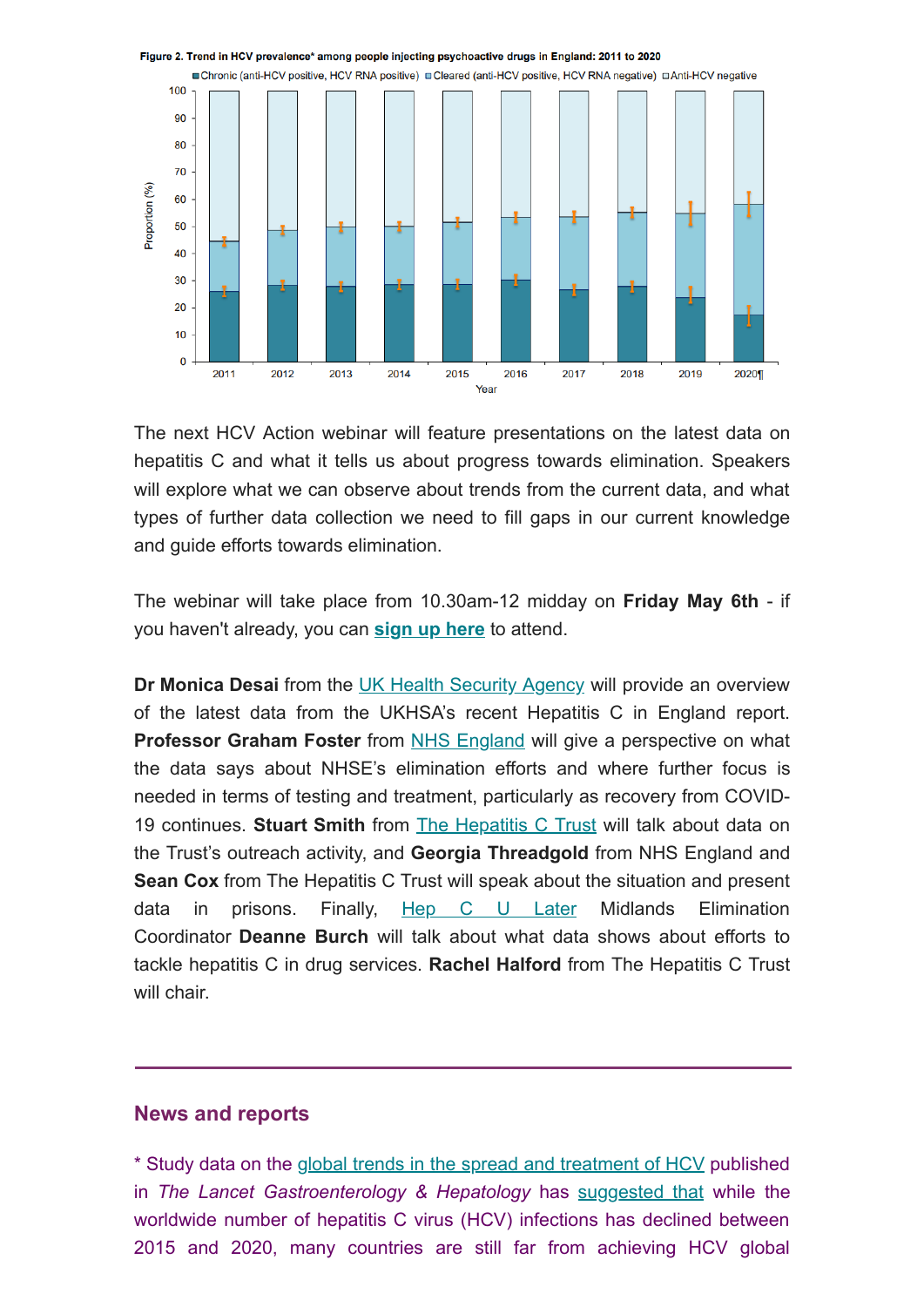**Figure 2. Trend in HCV prevalence* among people injecting psychoactive drugs in England: 2011 to 2020**

The next HCV Action webinar will feature presentations on the latest data on hepatitis C and what it tells us about progress towards elimination. Speakers will explore what we can observe about trends from the current data, and what types of further data collection we need to fill gaps in our current knowledge and guide efforts towards elimination.

The webinar will take place from 10.30am-12 midday on **Friday May 6th** - if you haven't already, you can **sign up here** to attend.

**Dr Monica Desai** from the UK Health Security Agency will provide an overview of the latest data from the UKHSA's recent Hepatitis C in England report. **Professor Graham Foster** from NHS England will give a perspective on what the data says about NHSE's elimination efforts and where further focus is needed in terms of testing and treatment, particularly as recovery from COVID-19 continues. **Stuart Smith** from The Hepatitis C Trust will talk about data on the Trust's outreach activity, and **Georgia Threadgold** from NHS England and **Sean Cox** from The Hepatitis C Trust will speak about the situation and present data in prisons. Finally, Hep C U Later Midlands Elimination Coordinator **Deanne Burch** will talk about what data shows about efforts to tackle hepatitis C in drug services. **Rachel Halford** from The Hepatitis C Trust will chair.

---

## News and reports

* Study data on the global trends in the spread and treatment of HCV published in *The Lancet Gastroenterology & Hepatology* has suggested that while the worldwide number of hepatitis C virus (HCV) infections has declined between 2015 and 2020, many countries are still far from achieving HCV global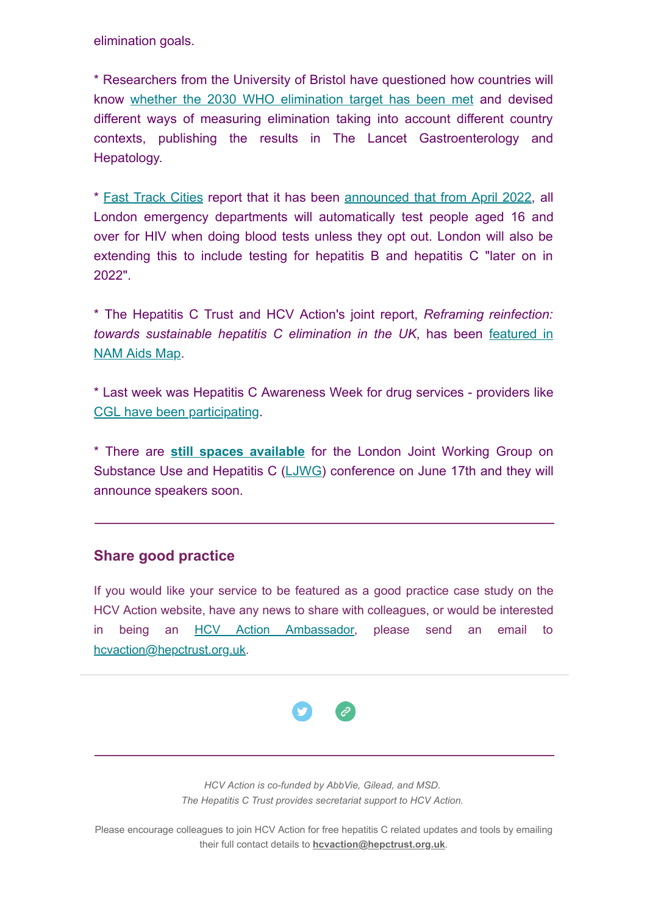elimination goals.

* Researchers from the University of Bristol have questioned how countries will know whether the 2030 WHO elimination target has been met and devised different ways of measuring elimination taking into account different country contexts, publishing the results in The Lancet Gastroenterology and Hepatology.

* Fast Track Cities report that it has been announced that from April 2022, all London emergency departments will automatically test people aged 16 and over for HIV when doing blood tests unless they opt out. London will also be extending this to include testing for hepatitis B and hepatitis C "later on in 2022".

* The Hepatitis C Trust and HCV Action's joint report, *Reframing reinfection: towards sustainable hepatitis C elimination in the UK*, has been featured in NAM Aids Map.

* Last week was Hepatitis C Awareness Week for drug services - providers like CGL have been participating.

* There are **still spaces available** for the London Joint Working Group on Substance Use and Hepatitis C (LJWG) conference on June 17th and they will announce speakers soon.

---

## Share good practice

If you would like your service to be featured as a good practice case study on the HCV Action website, have any news to share with colleagues, or would be interested in being an HCV Action Ambassador, please send an email to hcvaction@hepctrust.org.uk.

---

*HCV Action is co-funded by AbbVie, Gilead, and MSD.*
*The Hepatitis C Trust provides secretariat support to HCV Action.*

Please encourage colleagues to join HCV Action for free hepatitis C related updates and tools by emailing their full contact details to **hcvaction@hepctrust.org.uk**.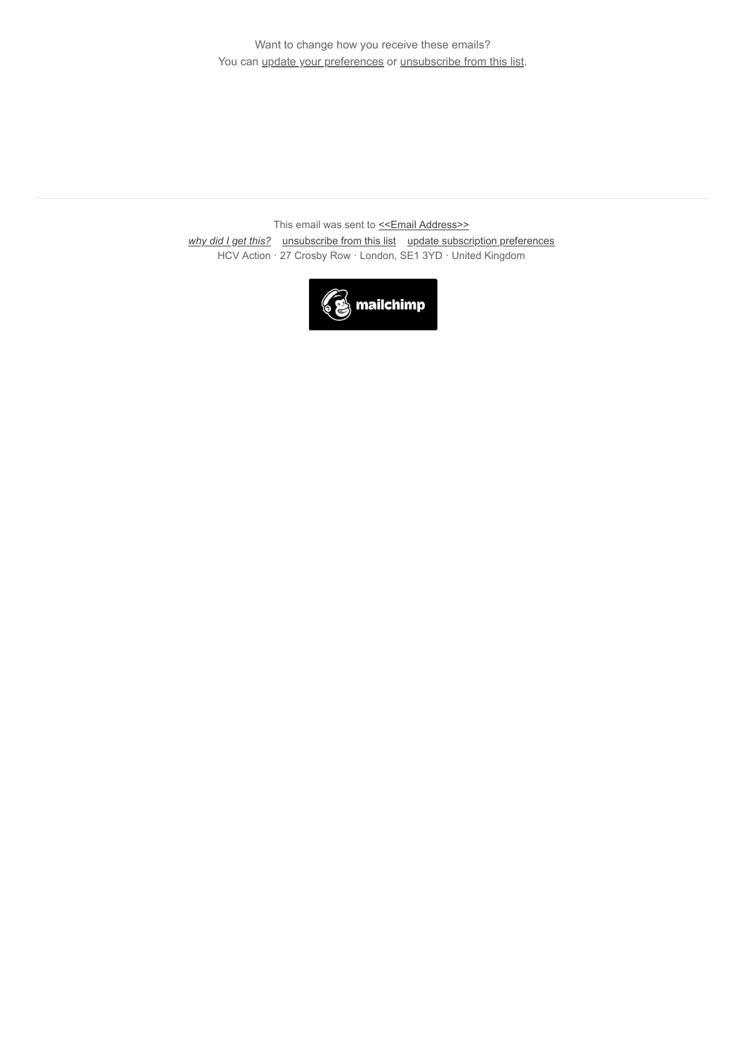Want to change how you receive these emails?
You can update your preferences or unsubscribe from this list.

---

This email was sent to <<Email Address>>

*why did I get this?* unsubscribe from this list update subscription preferences

HCV Action · 27 Crosby Row · London, SE1 3YD · United Kingdom